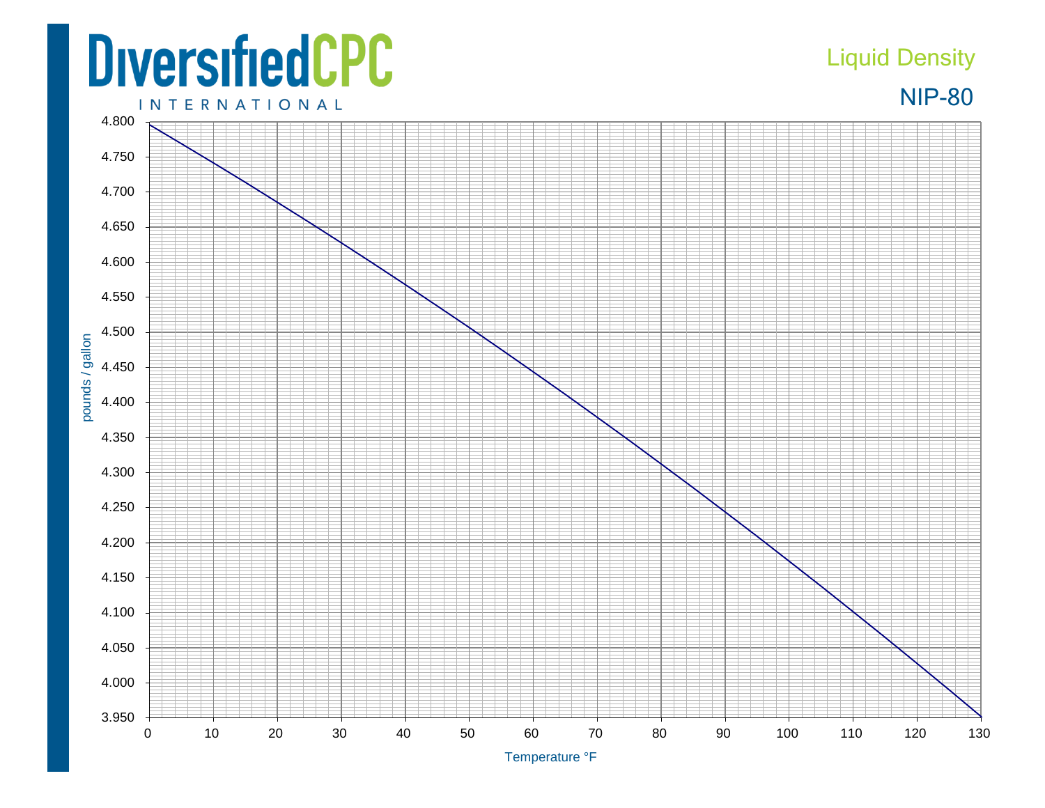DiversifiedCPC INTERNATIONAL

# Liquid Density

## NIP-80

pounds / gallon

| | |
|---|---|
| 4.800 | |
| 4.750 | |
| 4.700 | |
| 4.650 | |
| 4.600 | |
| 4.550 | |
| 4.500 | |
| 4.450 | |
| 4.400 | |
| 4.350 | |
| 4.300 | |
| 4.250 | |
| 4.200 | |
| 4.150 | |
| 4.100 | |
| 4.050 | |
| 4.000 | |
| 3.950 | |

0 10 20 30 40 50 60 70 80 90 100 110 120 130

Temperature °F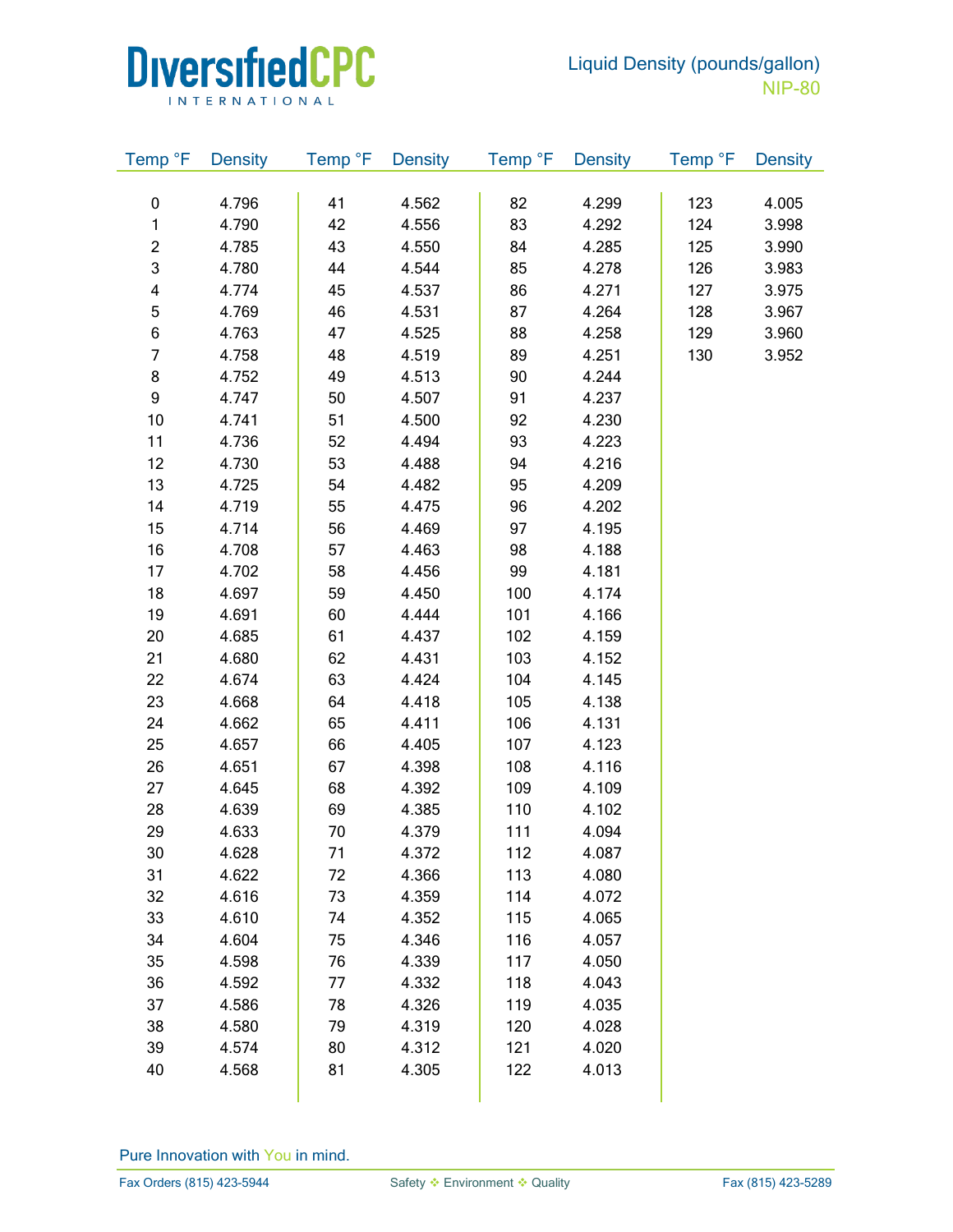# DiversifiedCPC INTERNATIONAL

## Liquid Density (pounds/gallon)

## NIP-80

| Temp °F | Density | Temp °F | Density | Temp °F | Density | Temp °F | Density |
|---|---|---|---|---|---|---|---|
| 0 | 4.796 | 41 | 4.562 | 82 | 4.299 | 123 | 4.005 |
| 1 | 4.790 | 42 | 4.556 | 83 | 4.292 | 124 | 3.998 |
| 2 | 4.785 | 43 | 4.550 | 84 | 4.285 | 125 | 3.990 |
| 3 | 4.780 | 44 | 4.544 | 85 | 4.278 | 126 | 3.983 |
| 4 | 4.774 | 45 | 4.537 | 86 | 4.271 | 127 | 3.975 |
| 5 | 4.769 | 46 | 4.531 | 87 | 4.264 | 128 | 3.967 |
| 6 | 4.763 | 47 | 4.525 | 88 | 4.258 | 129 | 3.960 |
| 7 | 4.758 | 48 | 4.519 | 89 | 4.251 | 130 | 3.952 |
| 8 | 4.752 | 49 | 4.513 | 90 | 4.244 | | |
| 9 | 4.747 | 50 | 4.507 | 91 | 4.237 | | |
| 10 | 4.741 | 51 | 4.500 | 92 | 4.230 | | |
| 11 | 4.736 | 52 | 4.494 | 93 | 4.223 | | |
| 12 | 4.730 | 53 | 4.488 | 94 | 4.216 | | |
| 13 | 4.725 | 54 | 4.482 | 95 | 4.209 | | |
| 14 | 4.719 | 55 | 4.475 | 96 | 4.202 | | |
| 15 | 4.714 | 56 | 4.469 | 97 | 4.195 | | |
| 16 | 4.708 | 57 | 4.463 | 98 | 4.188 | | |
| 17 | 4.702 | 58 | 4.456 | 99 | 4.181 | | |
| 18 | 4.697 | 59 | 4.450 | 100 | 4.174 | | |
| 19 | 4.691 | 60 | 4.444 | 101 | 4.166 | | |
| 20 | 4.685 | 61 | 4.437 | 102 | 4.159 | | |
| 21 | 4.680 | 62 | 4.431 | 103 | 4.152 | | |
| 22 | 4.674 | 63 | 4.424 | 104 | 4.145 | | |
| 23 | 4.668 | 64 | 4.418 | 105 | 4.138 | | |
| 24 | 4.662 | 65 | 4.411 | 106 | 4.131 | | |
| 25 | 4.657 | 66 | 4.405 | 107 | 4.123 | | |
| 26 | 4.651 | 67 | 4.398 | 108 | 4.116 | | |
| 27 | 4.645 | 68 | 4.392 | 109 | 4.109 | | |
| 28 | 4.639 | 69 | 4.385 | 110 | 4.102 | | |
| 29 | 4.633 | 70 | 4.379 | 111 | 4.094 | | |
| 30 | 4.628 | 71 | 4.372 | 112 | 4.087 | | |
| 31 | 4.622 | 72 | 4.366 | 113 | 4.080 | | |
| 32 | 4.616 | 73 | 4.359 | 114 | 4.072 | | |
| 33 | 4.610 | 74 | 4.352 | 115 | 4.065 | | |
| 34 | 4.604 | 75 | 4.346 | 116 | 4.057 | | |
| 35 | 4.598 | 76 | 4.339 | 117 | 4.050 | | |
| 36 | 4.592 | 77 | 4.332 | 118 | 4.043 | | |
| 37 | 4.586 | 78 | 4.326 | 119 | 4.035 | | |
| 38 | 4.580 | 79 | 4.319 | 120 | 4.028 | | |
| 39 | 4.574 | 80 | 4.312 | 121 | 4.020 | | |
| 40 | 4.568 | 81 | 4.305 | 122 | 4.013 | | |

Pure Innovation with You in mind.

Fax Orders (815) 423-5944    Safety ❖ Environment ❖ Quality    Fax (815) 423-5289